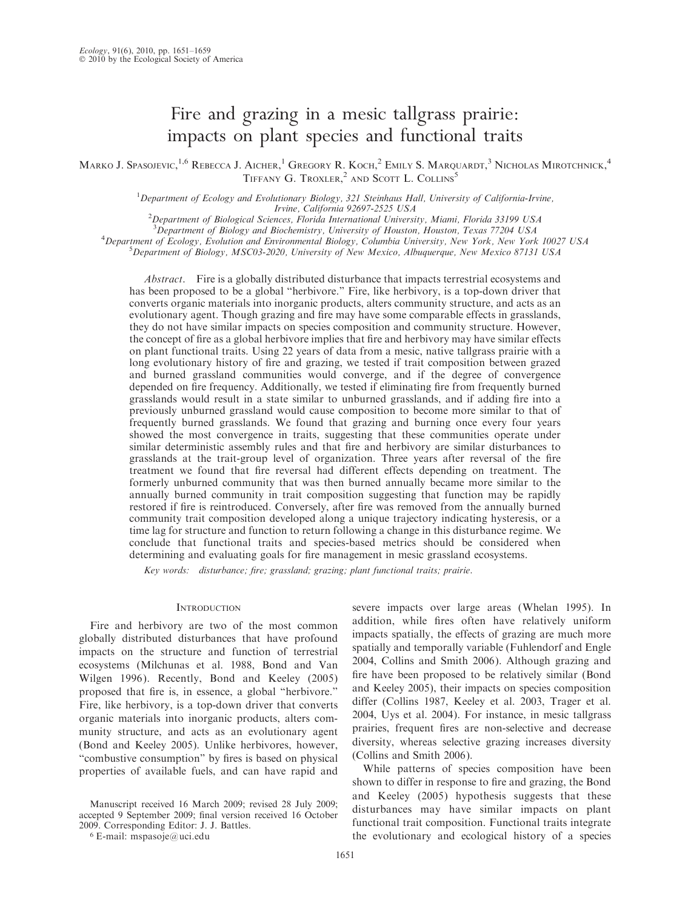# Fire and grazing in a mesic tallgrass prairie: impacts on plant species and functional traits

Marko J. Spasojevic,[1,6] Rebecca J. Aicher,[1] Gregory R. Koch,[2] Emily S. Marquardt,[3] Nicholas Mirotchnick,[4] Tiffany G. Troxler,[2] and Scott L. Collins[5]

[1]Department of Ecology and Evolutionary Biology, 321 Steinhaus Hall, University of California-Irvine, Irvine, California 92697-2525 USA
[2]Department of Biological Sciences, Florida International University, Miami, Florida 33199 USA
[3]Department of Biology and Biochemistry, University of Houston, Houston, Texas 77204 USA
[4]Department of Ecology, Evolution and Environmental Biology, Columbia University, New York, New York 10027 USA
[5]Department of Biology, MSC03-2020, University of New Mexico, Albuquerque, New Mexico 87131 USA

*Abstract*. Fire is a globally distributed disturbance that impacts terrestrial ecosystems and has been proposed to be a global "herbivore." Fire, like herbivory, is a top-down driver that converts organic materials into inorganic products, alters community structure, and acts as an evolutionary agent. Though grazing and fire may have some comparable effects in grasslands, they do not have similar impacts on species composition and community structure. However, the concept of fire as a global herbivore implies that fire and herbivory may have similar effects on plant functional traits. Using 22 years of data from a mesic, native tallgrass prairie with a long evolutionary history of fire and grazing, we tested if trait composition between grazed and burned grassland communities would converge, and if the degree of convergence depended on fire frequency. Additionally, we tested if eliminating fire from frequently burned grasslands would result in a state similar to unburned grasslands, and if adding fire into a previously unburned grassland would cause composition to become more similar to that of frequently burned grasslands. We found that grazing and burning once every four years showed the most convergence in traits, suggesting that these communities operate under similar deterministic assembly rules and that fire and herbivory are similar disturbances to grasslands at the trait-group level of organization. Three years after reversal of the fire treatment we found that fire reversal had different effects depending on treatment. The formerly unburned community that was then burned annually became more similar to the annually burned community in trait composition suggesting that function may be rapidly restored if fire is reintroduced. Conversely, after fire was removed from the annually burned community trait composition developed along a unique trajectory indicating hysteresis, or a time lag for structure and function to return following a change in this disturbance regime. We conclude that functional traits and species-based metrics should be considered when determining and evaluating goals for fire management in mesic grassland ecosystems.

*Key words:* disturbance; fire; grassland; grazing; plant functional traits; prairie.

## Introduction

Fire and herbivory are two of the most common globally distributed disturbances that have profound impacts on the structure and function of terrestrial ecosystems (Milchunas et al. 1988, Bond and Van Wilgen 1996). Recently, Bond and Keeley (2005) proposed that fire is, in essence, a global "herbivore." Fire, like herbivory, is a top-down driver that converts organic materials into inorganic products, alters community structure, and acts as an evolutionary agent (Bond and Keeley 2005). Unlike herbivores, however, "combustive consumption" by fires is based on physical properties of available fuels, and can have rapid and severe impacts over large areas (Whelan 1995). In addition, while fires often have relatively uniform impacts spatially, the effects of grazing are much more spatially and temporally variable (Fuhlendorf and Engle 2004, Collins and Smith 2006). Although grazing and fire have been proposed to be relatively similar (Bond and Keeley 2005), their impacts on species composition differ (Collins 1987, Keeley et al. 2003, Trager et al. 2004, Uys et al. 2004). For instance, in mesic tallgrass prairies, frequent fires are non-selective and decrease diversity, whereas selective grazing increases diversity (Collins and Smith 2006).

While patterns of species composition have been shown to differ in response to fire and grazing, the Bond and Keeley (2005) hypothesis suggests that these disturbances may have similar impacts on plant functional trait composition. Functional traits integrate the evolutionary and ecological history of a species

Manuscript received 16 March 2009; revised 28 July 2009; accepted 9 September 2009; final version received 16 October 2009. Corresponding Editor: J. J. Battles.

[6] E-mail: mspasoje@uci.edu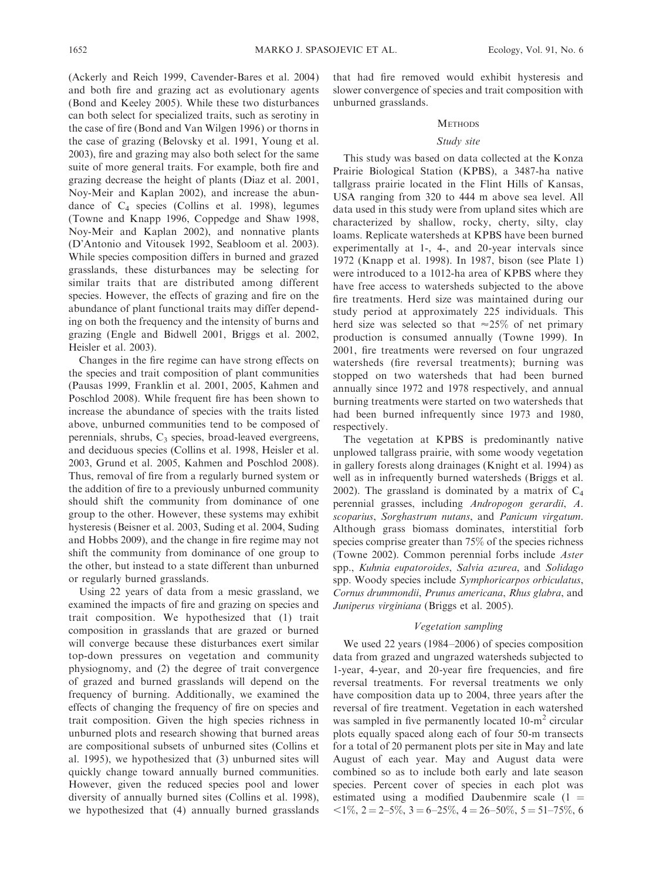(Ackerly and Reich 1999, Cavender-Bares et al. 2004) and both fire and grazing act as evolutionary agents (Bond and Keeley 2005). While these two disturbances can both select for specialized traits, such as serotiny in the case of fire (Bond and Van Wilgen 1996) or thorns in the case of grazing (Belovsky et al. 1991, Young et al. 2003), fire and grazing may also both select for the same suite of more general traits. For example, both fire and grazing decrease the height of plants (Diaz et al. 2001, Noy-Meir and Kaplan 2002), and increase the abundance of $C_4$ species (Collins et al. 1998), legumes (Towne and Knapp 1996, Coppedge and Shaw 1998, Noy-Meir and Kaplan 2002), and nonnative plants (D'Antonio and Vitousek 1992, Seabloom et al. 2003). While species composition differs in burned and grazed grasslands, these disturbances may be selecting for similar traits that are distributed among different species. However, the effects of grazing and fire on the abundance of plant functional traits may differ depending on both the frequency and the intensity of burns and grazing (Engle and Bidwell 2001, Briggs et al. 2002, Heisler et al. 2003).

Changes in the fire regime can have strong effects on the species and trait composition of plant communities (Pausas 1999, Franklin et al. 2001, 2005, Kahmen and Poschlod 2008). While frequent fire has been shown to increase the abundance of species with the traits listed above, unburned communities tend to be composed of perennials, shrubs, $C_3$ species, broad-leaved evergreens, and deciduous species (Collins et al. 1998, Heisler et al. 2003, Grund et al. 2005, Kahmen and Poschlod 2008). Thus, removal of fire from a regularly burned system or the addition of fire to a previously unburned community should shift the community from dominance of one group to the other. However, these systems may exhibit hysteresis (Beisner et al. 2003, Suding et al. 2004, Suding and Hobbs 2009), and the change in fire regime may not shift the community from dominance of one group to the other, but instead to a state different than unburned or regularly burned grasslands.

Using 22 years of data from a mesic grassland, we examined the impacts of fire and grazing on species and trait composition. We hypothesized that (1) trait composition in grasslands that are grazed or burned will converge because these disturbances exert similar top-down pressures on vegetation and community physiognomy, and (2) the degree of trait convergence of grazed and burned grasslands will depend on the frequency of burning. Additionally, we examined the effects of changing the frequency of fire on species and trait composition. Given the high species richness in unburned plots and research showing that burned areas are compositional subsets of unburned sites (Collins et al. 1995), we hypothesized that (3) unburned sites will quickly change toward annually burned communities. However, given the reduced species pool and lower diversity of annually burned sites (Collins et al. 1998), we hypothesized that (4) annually burned grasslands that had fire removed would exhibit hysteresis and slower convergence of species and trait composition with unburned grasslands.

## Methods

### Study site

This study was based on data collected at the Konza Prairie Biological Station (KPBS), a 3487-ha native tallgrass prairie located in the Flint Hills of Kansas, USA ranging from 320 to 444 m above sea level. All data used in this study were from upland sites which are characterized by shallow, rocky, cherty, silty, clay loams. Replicate watersheds at KPBS have been burned experimentally at 1-, 4-, and 20-year intervals since 1972 (Knapp et al. 1998). In 1987, bison (see Plate 1) were introduced to a 1012-ha area of KPBS where they have free access to watersheds subjected to the above fire treatments. Herd size was maintained during our study period at approximately 225 individuals. This herd size was selected so that $\approx$25% of net primary production is consumed annually (Towne 1999). In 2001, fire treatments were reversed on four ungrazed watersheds (fire reversal treatments); burning was stopped on two watersheds that had been burned annually since 1972 and 1978 respectively, and annual burning treatments were started on two watersheds that had been burned infrequently since 1973 and 1980, respectively.

The vegetation at KPBS is predominantly native unplowed tallgrass prairie, with some woody vegetation in gallery forests along drainages (Knight et al. 1994) as well as in infrequently burned watersheds (Briggs et al. 2002). The grassland is dominated by a matrix of $C_4$ perennial grasses, including *Andropogon gerardii*, *A. scoparius*, *Sorghastrum nutans*, and *Panicum virgatum*. Although grass biomass dominates, interstitial forb species comprise greater than 75% of the species richness (Towne 2002). Common perennial forbs include *Aster* spp., *Kuhnia eupatoroides*, *Salvia azurea*, and *Solidago* spp. Woody species include *Symphoricarpos orbiculatus*, *Cornus drummondii*, *Prunus americana*, *Rhus glabra*, and *Juniperus virginiana* (Briggs et al. 2005).

### Vegetation sampling

We used 22 years (1984–2006) of species composition data from grazed and ungrazed watersheds subjected to 1-year, 4-year, and 20-year fire frequencies, and fire reversal treatments. For reversal treatments we only have composition data up to 2004, three years after the reversal of fire treatment. Vegetation in each watershed was sampled in five permanently located 10-m$^2$ circular plots equally spaced along each of four 50-m transects for a total of 20 permanent plots per site in May and late August of each year. May and August data were combined so as to include both early and late season species. Percent cover of species in each plot was estimated using a modified Daubenmire scale (1 = <1%, 2 = 2–5%, 3 = 6–25%, 4 = 26–50%, 5 = 51–75%, 6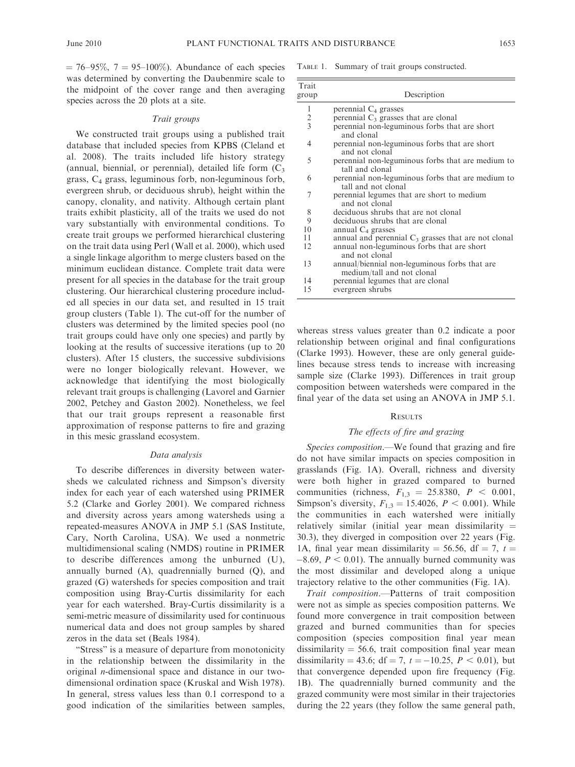= 76–95%, 7 = 95–100%). Abundance of each species was determined by converting the Daubenmire scale to the midpoint of the cover range and then averaging species across the 20 plots at a site.

### Trait groups

We constructed trait groups using a published trait database that included species from KPBS (Cleland et al. 2008). The traits included life history strategy (annual, biennial, or perennial), detailed life form ($C_3$ grass, $C_4$ grass, leguminous forb, non-leguminous forb, evergreen shrub, or deciduous shrub), height within the canopy, clonality, and nativity. Although certain plant traits exhibit plasticity, all of the traits we used do not vary substantially with environmental conditions. To create trait groups we performed hierarchical clustering on the trait data using Perl (Wall et al. 2000), which used a single linkage algorithm to merge clusters based on the minimum euclidean distance. Complete trait data were present for all species in the database for the trait group clustering. Our hierarchical clustering procedure included all species in our data set, and resulted in 15 trait group clusters (Table 1). The cut-off for the number of clusters was determined by the limited species pool (no trait groups could have only one species) and partly by looking at the results of successive iterations (up to 20 clusters). After 15 clusters, the successive subdivisions were no longer biologically relevant. However, we acknowledge that identifying the most biologically relevant trait groups is challenging (Lavorel and Garnier 2002, Petchey and Gaston 2002). Nonetheless, we feel that our trait groups represent a reasonable first approximation of response patterns to fire and grazing in this mesic grassland ecosystem.

### Data analysis

To describe differences in diversity between watersheds we calculated richness and Simpson's diversity index for each year of each watershed using PRIMER 5.2 (Clarke and Gorley 2001). We compared richness and diversity across years among watersheds using a repeated-measures ANOVA in JMP 5.1 (SAS Institute, Cary, North Carolina, USA). We used a nonmetric multidimensional scaling (NMDS) routine in PRIMER to describe differences among the unburned (U), annually burned (A), quadrennially burned (Q), and grazed (G) watersheds for species composition and trait composition using Bray-Curtis dissimilarity for each year for each watershed. Bray-Curtis dissimilarity is a semi-metric measure of dissimilarity used for continuous numerical data and does not group samples by shared zeros in the data set (Beals 1984).

"Stress" is a measure of departure from monotonicity in the relationship between the dissimilarity in the original $n$-dimensional space and distance in our two-dimensional ordination space (Kruskal and Wish 1978). In general, stress values less than 0.1 correspond to a good indication of the similarities between samples, whereas stress values greater than 0.2 indicate a poor relationship between original and final configurations (Clarke 1993). However, these are only general guidelines because stress tends to increase with increasing sample size (Clarke 1993). Differences in trait group composition between watersheds were compared in the final year of the data set using an ANOVA in JMP 5.1.

Table 1. Summary of trait groups constructed.

| Trait group | Description |
|---|---|
| 1 | perennial $C_4$ grasses |
| 2 | perennial $C_3$ grasses that are clonal |
| 3 | perennial non-leguminous forbs that are short and clonal |
| 4 | perennial non-leguminous forbs that are short and not clonal |
| 5 | perennial non-leguminous forbs that are medium to tall and clonal |
| 6 | perennial non-leguminous forbs that are medium to tall and not clonal |
| 7 | perennial legumes that are short to medium and not clonal |
| 8 | deciduous shrubs that are not clonal |
| 9 | deciduous shrubs that are clonal |
| 10 | annual $C_4$ grasses |
| 11 | annual and perennial $C_3$ grasses that are not clonal |
| 12 | annual non-leguminous forbs that are short and not clonal |
| 13 | annual/biennial non-leguminous forbs that are medium/tall and not clonal |
| 14 | perennial legumes that are clonal |
| 15 | evergreen shrubs |

## Results

### The effects of fire and grazing

*Species composition*.—We found that grazing and fire do not have similar impacts on species composition in grasslands (Fig. 1A). Overall, richness and diversity were both higher in grazed compared to burned communities (richness, $F_{1,3} = 25.8380$, $P < 0.001$, Simpson's diversity, $F_{1,3} = 15.4026$, $P < 0.001$). While the communities in each watershed were initially relatively similar (initial year mean dissimilarity = 30.3), they diverged in composition over 22 years (Fig. 1A, final year mean dissimilarity = 56.56, df = 7, $t = -8.69$, $P < 0.01$). The annually burned community was the most dissimilar and developed along a unique trajectory relative to the other communities (Fig. 1A).

*Trait composition*.—Patterns of trait composition were not as simple as species composition patterns. We found more convergence in trait composition between grazed and burned communities than for species composition (species composition final year mean dissimilarity = 56.6, trait composition final year mean dissimilarity = 43.6; df = 7, $t = -10.25$, $P < 0.01$), but that convergence depended upon fire frequency (Fig. 1B). The quadrennially burned community and the grazed community were most similar in their trajectories during the 22 years (they follow the same general path,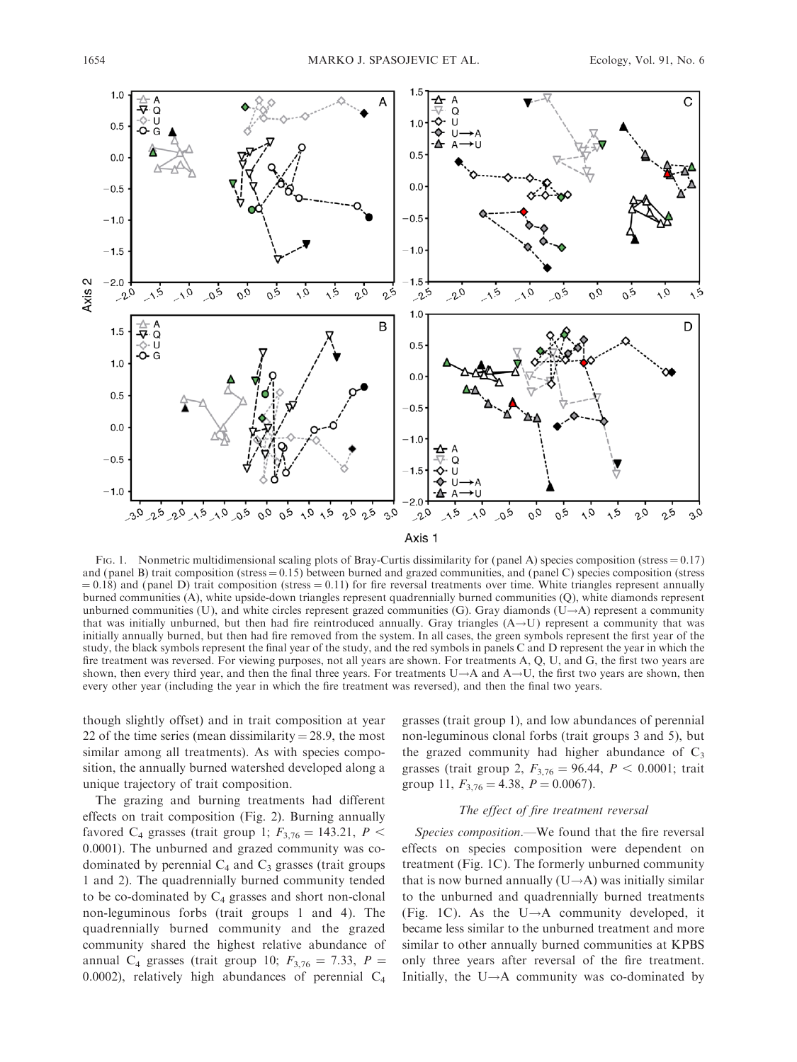FIG. 1. Nonmetric multidimensional scaling plots of Bray-Curtis dissimilarity for (panel A) species composition (stress = 0.17) and (panel B) trait composition (stress = 0.15) between burned and grazed communities, and (panel C) species composition (stress = 0.18) and (panel D) trait composition (stress = 0.11) for fire reversal treatments over time. White triangles represent annually burned communities (A), white upside-down triangles represent quadrennially burned communities (Q), white diamonds represent unburned communities (U), and white circles represent grazed communities (G). Gray diamonds (U→A) represent a community that was initially unburned, but then had fire reintroduced annually. Gray triangles (A→U) represent a community that was initially annually burned, but then had fire removed from the system. In all cases, the green symbols represent the first year of the study, the black symbols represent the final year of the study, and the red symbols in panels C and D represent the year in which the fire treatment was reversed. For viewing purposes, not all years are shown. For treatments A, Q, U, and G, the first two years are shown, then every third year, and then the final three years. For treatments U→A and A→U, the first two years are shown, then every other year (including the year in which the fire treatment was reversed), and then the final two years.

though slightly offset) and in trait composition at year 22 of the time series (mean dissimilarity = 28.9, the most similar among all treatments). As with species composition, the annually burned watershed developed along a unique trajectory of trait composition.

The grazing and burning treatments had different effects on trait composition (Fig. 2). Burning annually favored $C_4$ grasses (trait group 1; $F_{3,76} = 143.21$, $P < 0.0001$). The unburned and grazed community was co-dominated by perennial $C_4$ and $C_3$ grasses (trait groups 1 and 2). The quadrennially burned community tended to be co-dominated by $C_4$ grasses and short non-clonal non-leguminous forbs (trait groups 1 and 4). The quadrennially burned community and the grazed community shared the highest relative abundance of annual $C_4$ grasses (trait group 10; $F_{3,76} = 7.33$, $P = 0.0002$), relatively high abundances of perennial $C_4$ grasses (trait group 1), and low abundances of perennial non-leguminous clonal forbs (trait groups 3 and 5), but the grazed community had higher abundance of $C_3$ grasses (trait group 2, $F_{3,76} = 96.44$, $P < 0.0001$; trait group 11, $F_{3,76} = 4.38$, $P = 0.0067$).

### *The effect of fire treatment reversal*

*Species composition.*—We found that the fire reversal effects on species composition were dependent on treatment (Fig. 1C). The formerly unburned community that is now burned annually (U→A) was initially similar to the unburned and quadrennially burned treatments (Fig. 1C). As the U→A community developed, it became less similar to the unburned treatment and more similar to other annually burned communities at KPBS only three years after reversal of the fire treatment. Initially, the U→A community was co-dominated by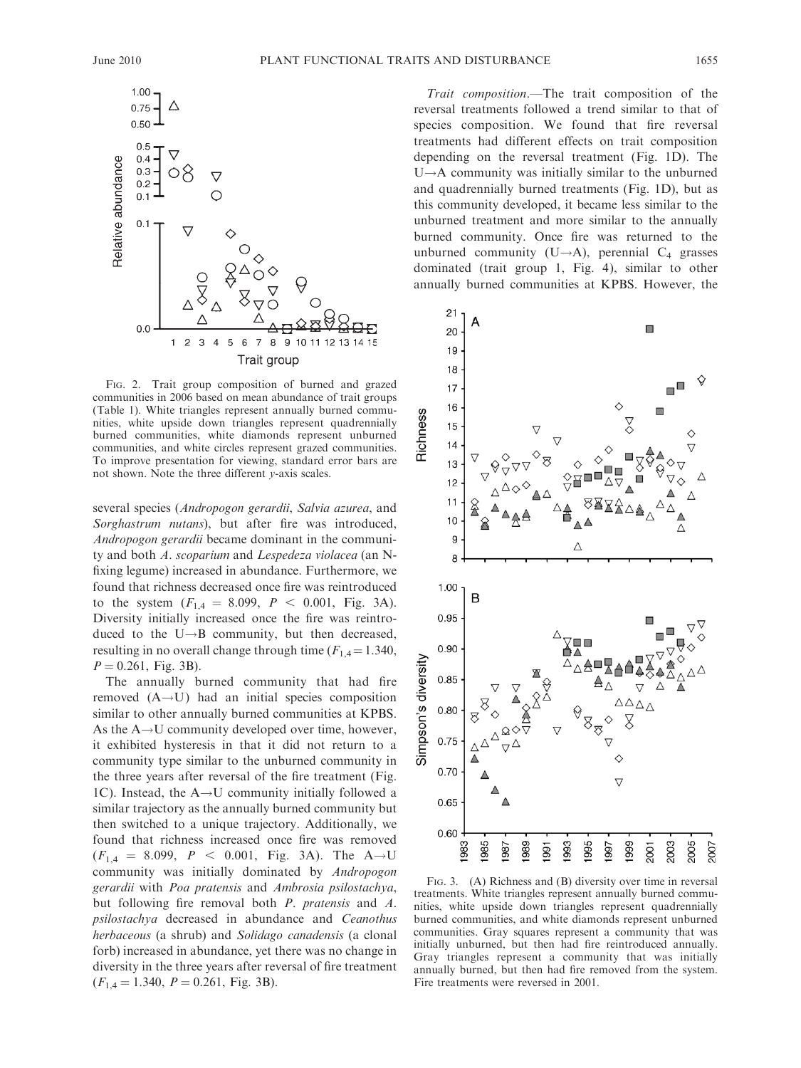FIG. 2. Trait group composition of burned and grazed communities in 2006 based on mean abundance of trait groups (Table 1). White triangles represent annually burned communities, white upside down triangles represent quadrennially burned communities, white diamonds represent unburned communities, and white circles represent grazed communities. To improve presentation for viewing, standard error bars are not shown. Note the three different y-axis scales.

several species (*Andropogon gerardii*, *Salvia azurea*, and *Sorghastrum nutans*), but after fire was introduced, *Andropogon gerardii* became dominant in the community and both *A. scoparium* and *Lespedeza violacea* (an N-fixing legume) increased in abundance. Furthermore, we found that richness decreased once fire was reintroduced to the system ($F_{1,4} = 8.099$, $P < 0.001$, Fig. 3A). Diversity initially increased once the fire was reintroduced to the U→B community, but then decreased, resulting in no overall change through time ($F_{1,4} = 1.340$, $P = 0.261$, Fig. 3B).

The annually burned community that had fire removed (A→U) had an initial species composition similar to other annually burned communities at KPBS. As the A→U community developed over time, however, it exhibited hysteresis in that it did not return to a community type similar to the unburned community in the three years after reversal of the fire treatment (Fig. 1C). Instead, the A→U community initially followed a similar trajectory as the annually burned community but then switched to a unique trajectory. Additionally, we found that richness increased once fire was removed ($F_{1,4} = 8.099$, $P < 0.001$, Fig. 3A). The A→U community was initially dominated by *Andropogon gerardii* with *Poa pratensis* and *Ambrosia psilostachya*, but following fire removal both *P. pratensis* and *A. psilostachya* decreased in abundance and *Ceanothus herbaceous* (a shrub) and *Solidago canadensis* (a clonal forb) increased in abundance, yet there was no change in diversity in the three years after reversal of fire treatment ($F_{1,4} = 1.340$, $P = 0.261$, Fig. 3B).

*Trait composition*.—The trait composition of the reversal treatments followed a trend similar to that of species composition. We found that fire reversal treatments had different effects on trait composition depending on the reversal treatment (Fig. 1D). The U→A community was initially similar to the unburned and quadrennially burned treatments (Fig. 1D), but as this community developed, it became less similar to the unburned treatment and more similar to the annually burned community. Once fire was returned to the unburned community (U→A), perennial $C_4$ grasses dominated (trait group 1, Fig. 4), similar to other annually burned communities at KPBS. However, the

FIG. 3. (A) Richness and (B) diversity over time in reversal treatments. White triangles represent annually burned communities, white upside down triangles represent quadrennially burned communities, and white diamonds represent unburned communities. Gray squares represent a community that was initially unburned, but then had fire reintroduced annually. Gray triangles represent a community that was initially annually burned, but then had fire removed from the system. Fire treatments were reversed in 2001.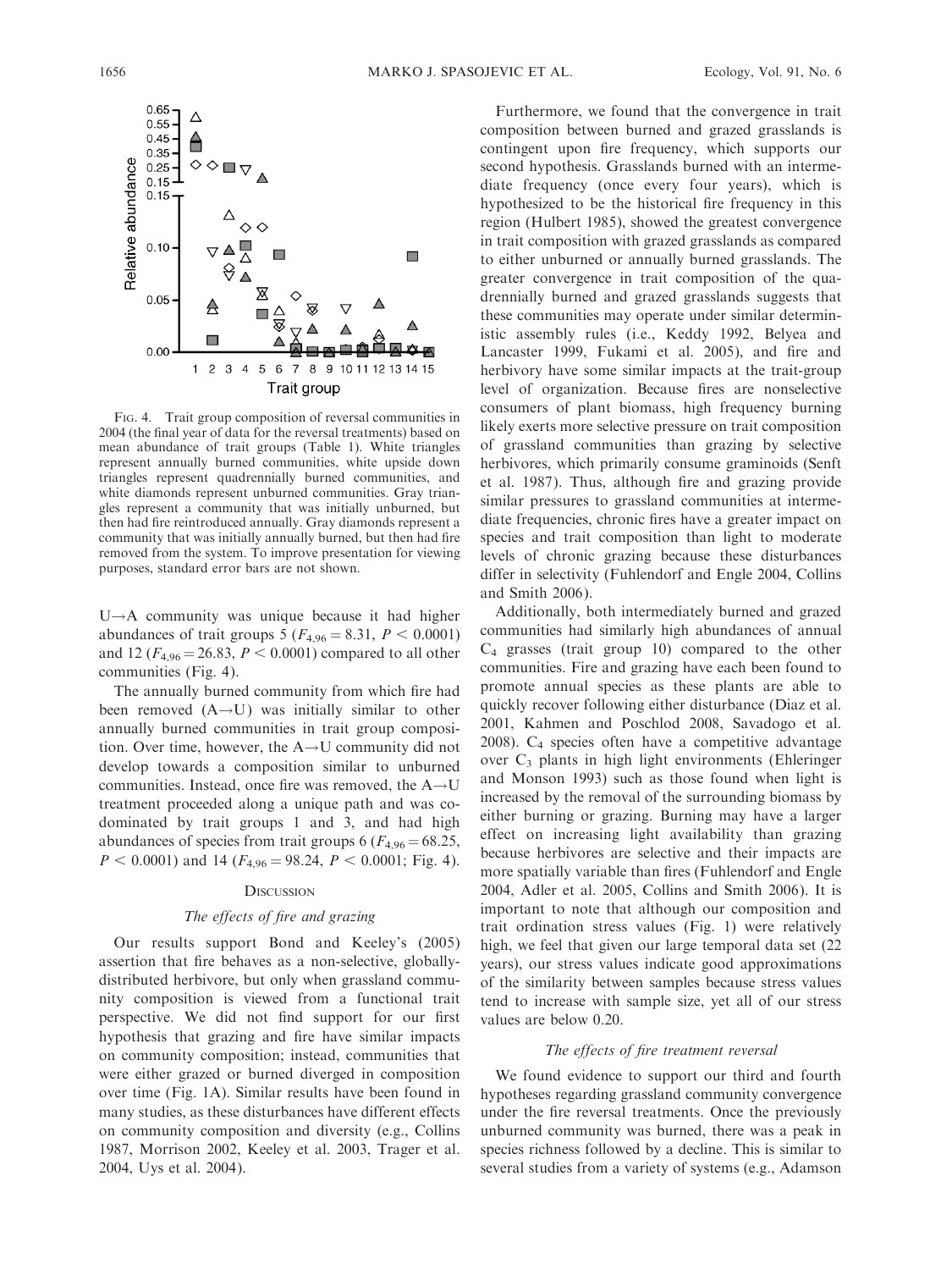FIG. 4. Trait group composition of reversal communities in 2004 (the final year of data for the reversal treatments) based on mean abundance of trait groups (Table 1). White triangles represent annually burned communities, white upside down triangles represent quadrennially burned communities, and white diamonds represent unburned communities. Gray triangles represent a community that was initially unburned, but then had fire reintroduced annually. Gray diamonds represent a community that was initially annually burned, but then had fire removed from the system. To improve presentation for viewing purposes, standard error bars are not shown.

U→A community was unique because it had higher abundances of trait groups 5 ($F_{4,96} = 8.31$, $P < 0.0001$) and 12 ($F_{4,96} = 26.83$, $P < 0.0001$) compared to all other communities (Fig. 4).

The annually burned community from which fire had been removed (A→U) was initially similar to other annually burned communities in trait group composition. Over time, however, the A→U community did not develop towards a composition similar to unburned communities. Instead, once fire was removed, the A→U treatment proceeded along a unique path and was co-dominated by trait groups 1 and 3, and had high abundances of species from trait groups 6 ($F_{4,96} = 68.25$, $P < 0.0001$) and 14 ($F_{4,96} = 98.24$, $P < 0.0001$; Fig. 4).

## DISCUSSION

### *The effects of fire and grazing*

Our results support Bond and Keeley's (2005) assertion that fire behaves as a non-selective, globally-distributed herbivore, but only when grassland community composition is viewed from a functional trait perspective. We did not find support for our first hypothesis that grazing and fire have similar impacts on community composition; instead, communities that were either grazed or burned diverged in composition over time (Fig. 1A). Similar results have been found in many studies, as these disturbances have different effects on community composition and diversity (e.g., Collins 1987, Morrison 2002, Keeley et al. 2003, Trager et al. 2004, Uys et al. 2004).

Furthermore, we found that the convergence in trait composition between burned and grazed grasslands is contingent upon fire frequency, which supports our second hypothesis. Grasslands burned with an intermediate frequency (once every four years), which is hypothesized to be the historical fire frequency in this region (Hulbert 1985), showed the greatest convergence in trait composition with grazed grasslands as compared to either unburned or annually burned grasslands. The greater convergence in trait composition of the quadrennially burned and grazed grasslands suggests that these communities may operate under similar deterministic assembly rules (i.e., Keddy 1992, Belyea and Lancaster 1999, Fukami et al. 2005), and fire and herbivory have some similar impacts at the trait-group level of organization. Because fires are nonselective consumers of plant biomass, high frequency burning likely exerts more selective pressure on trait composition of grassland communities than grazing by selective herbivores, which primarily consume graminoids (Senft et al. 1987). Thus, although fire and grazing provide similar pressures to grassland communities at intermediate frequencies, chronic fires have a greater impact on species and trait composition than light to moderate levels of chronic grazing because these disturbances differ in selectivity (Fuhlendorf and Engle 2004, Collins and Smith 2006).

Additionally, both intermediately burned and grazed communities had similarly high abundances of annual $C_4$ grasses (trait group 10) compared to the other communities. Fire and grazing have each been found to promote annual species as these plants are able to quickly recover following either disturbance (Diaz et al. 2001, Kahmen and Poschlod 2008, Savadogo et al. 2008). $C_4$ species often have a competitive advantage over $C_3$ plants in high light environments (Ehleringer and Monson 1993) such as those found when light is increased by the removal of the surrounding biomass by either burning or grazing. Burning may have a larger effect on increasing light availability than grazing because herbivores are selective and their impacts are more spatially variable than fires (Fuhlendorf and Engle 2004, Adler et al. 2005, Collins and Smith 2006). It is important to note that although our composition and trait ordination stress values (Fig. 1) were relatively high, we feel that given our large temporal data set (22 years), our stress values indicate good approximations of the similarity between samples because stress values tend to increase with sample size, yet all of our stress values are below 0.20.

### *The effects of fire treatment reversal*

We found evidence to support our third and fourth hypotheses regarding grassland community convergence under the fire reversal treatments. Once the previously unburned community was burned, there was a peak in species richness followed by a decline. This is similar to several studies from a variety of systems (e.g., Adamson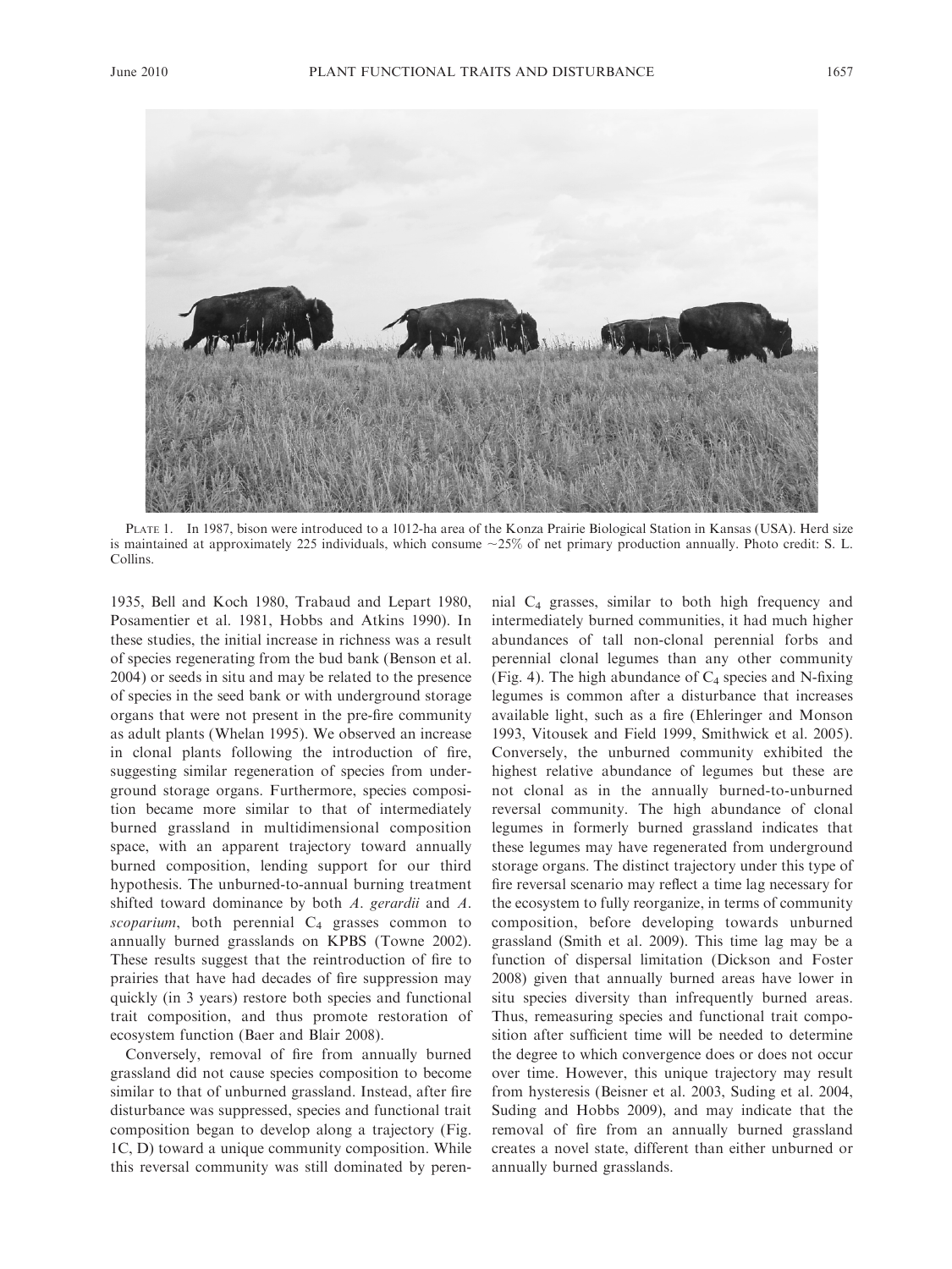PLATE 1. In 1987, bison were introduced to a 1012-ha area of the Konza Prairie Biological Station in Kansas (USA). Herd size is maintained at approximately 225 individuals, which consume ~25% of net primary production annually. Photo credit: S. L. Collins.

1935, Bell and Koch 1980, Trabaud and Lepart 1980, Posamentier et al. 1981, Hobbs and Atkins 1990). In these studies, the initial increase in richness was a result of species regenerating from the bud bank (Benson et al. 2004) or seeds in situ and may be related to the presence of species in the seed bank or with underground storage organs that were not present in the pre-fire community as adult plants (Whelan 1995). We observed an increase in clonal plants following the introduction of fire, suggesting similar regeneration of species from underground storage organs. Furthermore, species composition became more similar to that of intermediately burned grassland in multidimensional composition space, with an apparent trajectory toward annually burned composition, lending support for our third hypothesis. The unburned-to-annual burning treatment shifted toward dominance by both *A. gerardii* and *A. scoparium*, both perennial $C_4$ grasses common to annually burned grasslands on KPBS (Towne 2002). These results suggest that the reintroduction of fire to prairies that have had decades of fire suppression may quickly (in 3 years) restore both species and functional trait composition, and thus promote restoration of ecosystem function (Baer and Blair 2008).

Conversely, removal of fire from annually burned grassland did not cause species composition to become similar to that of unburned grassland. Instead, after fire disturbance was suppressed, species and functional trait composition began to develop along a trajectory (Fig. 1C, D) toward a unique community composition. While this reversal community was still dominated by perennial $C_4$ grasses, similar to both high frequency and intermediately burned communities, it had much higher abundances of tall non-clonal perennial forbs and perennial clonal legumes than any other community (Fig. 4). The high abundance of $C_4$ species and N-fixing legumes is common after a disturbance that increases available light, such as a fire (Ehleringer and Monson 1993, Vitousek and Field 1999, Smithwick et al. 2005). Conversely, the unburned community exhibited the highest relative abundance of legumes but these are not clonal as in the annually burned-to-unburned reversal community. The high abundance of clonal legumes in formerly burned grassland indicates that these legumes may have regenerated from underground storage organs. The distinct trajectory under this type of fire reversal scenario may reflect a time lag necessary for the ecosystem to fully reorganize, in terms of community composition, before developing towards unburned grassland (Smith et al. 2009). This time lag may be a function of dispersal limitation (Dickson and Foster 2008) given that annually burned areas have lower in situ species diversity than infrequently burned areas. Thus, remeasuring species and functional trait composition after sufficient time will be needed to determine the degree to which convergence does or does not occur over time. However, this unique trajectory may result from hysteresis (Beisner et al. 2003, Suding et al. 2004, Suding and Hobbs 2009), and may indicate that the removal of fire from an annually burned grassland creates a novel state, different than either unburned or annually burned grasslands.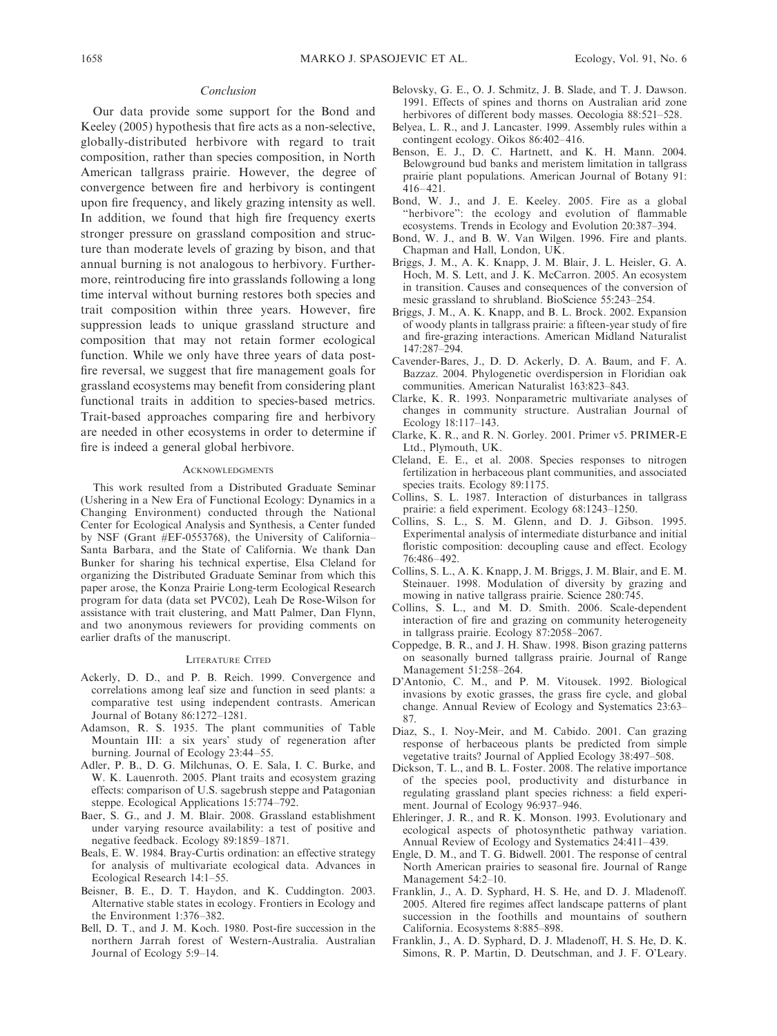### *Conclusion*

Our data provide some support for the Bond and Keeley (2005) hypothesis that fire acts as a non-selective, globally-distributed herbivore with regard to trait composition, rather than species composition, in North American tallgrass prairie. However, the degree of convergence between fire and herbivory is contingent upon fire frequency, and likely grazing intensity as well. In addition, we found that high fire frequency exerts stronger pressure on grassland composition and structure than moderate levels of grazing by bison, and that annual burning is not analogous to herbivory. Furthermore, reintroducing fire into grasslands following a long time interval without burning restores both species and trait composition within three years. However, fire suppression leads to unique grassland structure and composition that may not retain former ecological function. While we only have three years of data post-fire reversal, we suggest that fire management goals for grassland ecosystems may benefit from considering plant functional traits in addition to species-based metrics. Trait-based approaches comparing fire and herbivory are needed in other ecosystems in order to determine if fire is indeed a general global herbivore.

## Acknowledgments

This work resulted from a Distributed Graduate Seminar (Ushering in a New Era of Functional Ecology: Dynamics in a Changing Environment) conducted through the National Center for Ecological Analysis and Synthesis, a Center funded by NSF (Grant #EF-0553768), the University of California–Santa Barbara, and the State of California. We thank Dan Bunker for sharing his technical expertise, Elsa Cleland for organizing the Distributed Graduate Seminar from which this paper arose, the Konza Prairie Long-term Ecological Research program for data (data set PVC02), Leah De Rose-Wilson for assistance with trait clustering, and Matt Palmer, Dan Flynn, and two anonymous reviewers for providing comments on earlier drafts of the manuscript.

## Literature Cited

Ackerly, D. D., and P. B. Reich. 1999. Convergence and correlations among leaf size and function in seed plants: a comparative test using independent contrasts. American Journal of Botany 86:1272–1281.

Adamson, R. S. 1935. The plant communities of Table Mountain III: a six years' study of regeneration after burning. Journal of Ecology 23:44–55.

Adler, P. B., D. G. Milchunas, O. E. Sala, I. C. Burke, and W. K. Lauenroth. 2005. Plant traits and ecosystem grazing effects: comparison of U.S. sagebrush steppe and Patagonian steppe. Ecological Applications 15:774–792.

Baer, S. G., and J. M. Blair. 2008. Grassland establishment under varying resource availability: a test of positive and negative feedback. Ecology 89:1859–1871.

Beals, E. W. 1984. Bray-Curtis ordination: an effective strategy for analysis of multivariate ecological data. Advances in Ecological Research 14:1–55.

Beisner, B. E., D. T. Haydon, and K. Cuddington. 2003. Alternative stable states in ecology. Frontiers in Ecology and the Environment 1:376–382.

Bell, D. T., and J. M. Koch. 1980. Post-fire succession in the northern Jarrah forest of Western-Australia. Australian Journal of Ecology 5:9–14.

Belovsky, G. E., O. J. Schmitz, J. B. Slade, and T. J. Dawson. 1991. Effects of spines and thorns on Australian arid zone herbivores of different body masses. Oecologia 88:521–528.

Belyea, L. R., and J. Lancaster. 1999. Assembly rules within a contingent ecology. Oikos 86:402–416.

Benson, E. J., D. C. Hartnett, and K. H. Mann. 2004. Belowground bud banks and meristem limitation in tallgrass prairie plant populations. American Journal of Botany 91: 416–421.

Bond, W. J., and J. E. Keeley. 2005. Fire as a global "herbivore": the ecology and evolution of flammable ecosystems. Trends in Ecology and Evolution 20:387–394.

Bond, W. J., and B. W. Van Wilgen. 1996. Fire and plants. Chapman and Hall, London, UK.

Briggs, J. M., A. K. Knapp, J. M. Blair, J. L. Heisler, G. A. Hoch, M. S. Lett, and J. K. McCarron. 2005. An ecosystem in transition. Causes and consequences of the conversion of mesic grassland to shrubland. BioScience 55:243–254.

Briggs, J. M., A. K. Knapp, and B. L. Brock. 2002. Expansion of woody plants in tallgrass prairie: a fifteen-year study of fire and fire-grazing interactions. American Midland Naturalist 147:287–294.

Cavender-Bares, J., D. D. Ackerly, D. A. Baum, and F. A. Bazzaz. 2004. Phylogenetic overdispersion in Floridian oak communities. American Naturalist 163:823–843.

Clarke, K. R. 1993. Nonparametric multivariate analyses of changes in community structure. Australian Journal of Ecology 18:117–143.

Clarke, K. R., and R. N. Gorley. 2001. Primer v5. PRIMER-E Ltd., Plymouth, UK.

Cleland, E. E., et al. 2008. Species responses to nitrogen fertilization in herbaceous plant communities, and associated species traits. Ecology 89:1175.

Collins, S. L. 1987. Interaction of disturbances in tallgrass prairie: a field experiment. Ecology 68:1243–1250.

Collins, S. L., S. M. Glenn, and D. J. Gibson. 1995. Experimental analysis of intermediate disturbance and initial floristic composition: decoupling cause and effect. Ecology 76:486–492.

Collins, S. L., A. K. Knapp, J. M. Briggs, J. M. Blair, and E. M. Steinauer. 1998. Modulation of diversity by grazing and mowing in native tallgrass prairie. Science 280:745.

Collins, S. L., and M. D. Smith. 2006. Scale-dependent interaction of fire and grazing on community heterogeneity in tallgrass prairie. Ecology 87:2058–2067.

Coppedge, B. R., and J. H. Shaw. 1998. Bison grazing patterns on seasonally burned tallgrass prairie. Journal of Range Management 51:258–264.

D'Antonio, C. M., and P. M. Vitousek. 1992. Biological invasions by exotic grasses, the grass fire cycle, and global change. Annual Review of Ecology and Systematics 23:63–87.

Diaz, S., I. Noy-Meir, and M. Cabido. 2001. Can grazing response of herbaceous plants be predicted from simple vegetative traits? Journal of Applied Ecology 38:497–508.

Dickson, T. L., and B. L. Foster. 2008. The relative importance of the species pool, productivity and disturbance in regulating grassland plant species richness: a field experiment. Journal of Ecology 96:937–946.

Ehleringer, J. R., and R. K. Monson. 1993. Evolutionary and ecological aspects of photosynthetic pathway variation. Annual Review of Ecology and Systematics 24:411–439.

Engle, D. M., and T. G. Bidwell. 2001. The response of central North American prairies to seasonal fire. Journal of Range Management 54:2–10.

Franklin, J., A. D. Syphard, H. S. He, and D. J. Mladenoff. 2005. Altered fire regimes affect landscape patterns of plant succession in the foothills and mountains of southern California. Ecosystems 8:885–898.

Franklin, J., A. D. Syphard, D. J. Mladenoff, H. S. He, D. K. Simons, R. P. Martin, D. Deutschman, and J. F. O'Leary.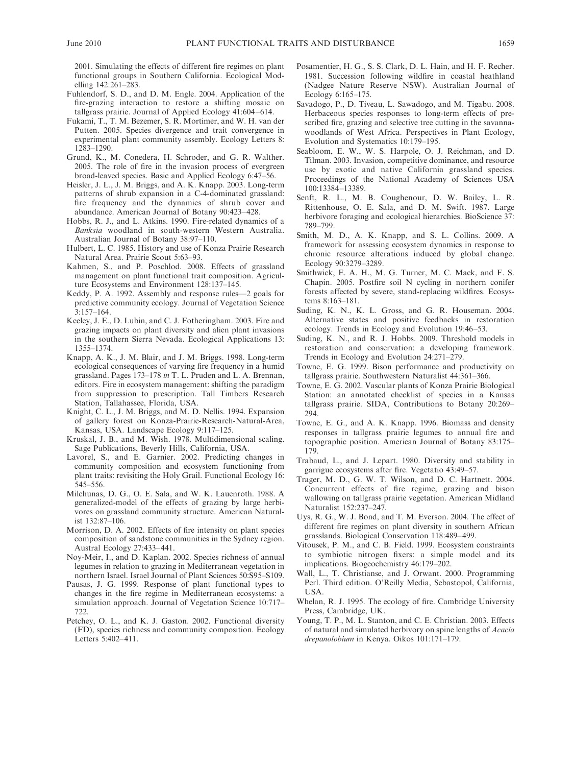2001. Simulating the effects of different fire regimes on plant functional groups in Southern California. Ecological Modelling 142:261–283.

Fuhlendorf, S. D., and D. M. Engle. 2004. Application of the fire-grazing interaction to restore a shifting mosaic on tallgrass prairie. Journal of Applied Ecology 41:604–614.

Fukami, T., T. M. Bezemer, S. R. Mortimer, and W. H. van der Putten. 2005. Species divergence and trait convergence in experimental plant community assembly. Ecology Letters 8: 1283–1290.

Grund, K., M. Conedera, H. Schroder, and G. R. Walther. 2005. The role of fire in the invasion process of evergreen broad-leaved species. Basic and Applied Ecology 6:47–56.

Heisler, J. L., J. M. Briggs, and A. K. Knapp. 2003. Long-term patterns of shrub expansion in a C-4-dominated grassland: fire frequency and the dynamics of shrub cover and abundance. American Journal of Botany 90:423–428.

Hobbs, R. J., and L. Atkins. 1990. Fire-related dynamics of a *Banksia* woodland in south-western Western Australia. Australian Journal of Botany 38:97–110.

Hulbert, L. C. 1985. History and use of Konza Prairie Research Natural Area. Prairie Scout 5:63–93.

Kahmen, S., and P. Poschlod. 2008. Effects of grassland management on plant functional trait composition. Agriculture Ecosystems and Environment 128:137–145.

Keddy, P. A. 1992. Assembly and response rules—2 goals for predictive community ecology. Journal of Vegetation Science 3:157–164.

Keeley, J. E., D. Lubin, and C. J. Fotheringham. 2003. Fire and grazing impacts on plant diversity and alien plant invasions in the southern Sierra Nevada. Ecological Applications 13: 1355–1374.

Knapp, A. K., J. M. Blair, and J. M. Briggs. 1998. Long-term ecological consequences of varying fire frequency in a humid grassland. Pages 173–178 *in* T. L. Pruden and L. A. Brennan, editors. Fire in ecosystem management: shifting the paradigm from suppression to prescription. Tall Timbers Research Station, Tallahassee, Florida, USA.

Knight, C. L., J. M. Briggs, and M. D. Nellis. 1994. Expansion of gallery forest on Konza-Prairie-Research-Natural-Area, Kansas, USA. Landscape Ecology 9:117–125.

Kruskal, J. B., and M. Wish. 1978. Multidimensional scaling. Sage Publications, Beverly Hills, California, USA.

Lavorel, S., and E. Garnier. 2002. Predicting changes in community composition and ecosystem functioning from plant traits: revisiting the Holy Grail. Functional Ecology 16: 545–556.

Milchunas, D. G., O. E. Sala, and W. K. Lauenroth. 1988. A generalized-model of the effects of grazing by large herbivores on grassland community structure. American Naturalist 132:87–106.

Morrison, D. A. 2002. Effects of fire intensity on plant species composition of sandstone communities in the Sydney region. Austral Ecology 27:433–441.

Noy-Meir, I., and D. Kaplan. 2002. Species richness of annual legumes in relation to grazing in Mediterranean vegetation in northern Israel. Israel Journal of Plant Sciences 50:S95–S109.

Pausas, J. G. 1999. Response of plant functional types to changes in the fire regime in Mediterranean ecosystems: a simulation approach. Journal of Vegetation Science 10:717–722.

Petchey, O. L., and K. J. Gaston. 2002. Functional diversity (FD), species richness and community composition. Ecology Letters 5:402–411.

Posamentier, H. G., S. S. Clark, D. L. Hain, and H. F. Recher. 1981. Succession following wildfire in coastal heathland (Nadgee Nature Reserve NSW). Australian Journal of Ecology 6:165–175.

Savadogo, P., D. Tiveau, L. Sawadogo, and M. Tigabu. 2008. Herbaceous species responses to long-term effects of prescribed fire, grazing and selective tree cutting in the savanna-woodlands of West Africa. Perspectives in Plant Ecology, Evolution and Systematics 10:179–195.

Seabloom, E. W., W. S. Harpole, O. J. Reichman, and D. Tilman. 2003. Invasion, competitive dominance, and resource use by exotic and native California grassland species. Proceedings of the National Academy of Sciences USA 100:13384–13389.

Senft, R. L., M. B. Coughenour, D. W. Bailey, L. R. Rittenhouse, O. E. Sala, and D. M. Swift. 1987. Large herbivore foraging and ecological hierarchies. BioScience 37: 789–799.

Smith, M. D., A. K. Knapp, and S. L. Collins. 2009. A framework for assessing ecosystem dynamics in response to chronic resource alterations induced by global change. Ecology 90:3279–3289.

Smithwick, E. A. H., M. G. Turner, M. C. Mack, and F. S. Chapin. 2005. Postfire soil N cycling in northern conifer forests affected by severe, stand-replacing wildfires. Ecosystems 8:163–181.

Suding, K. N., K. L. Gross, and G. R. Houseman. 2004. Alternative states and positive feedbacks in restoration ecology. Trends in Ecology and Evolution 19:46–53.

Suding, K. N., and R. J. Hobbs. 2009. Threshold models in restoration and conservation: a developing framework. Trends in Ecology and Evolution 24:271–279.

Towne, E. G. 1999. Bison performance and productivity on tallgrass prairie. Southwestern Naturalist 44:361–366.

Towne, E. G. 2002. Vascular plants of Konza Prairie Biological Station: an annotated checklist of species in a Kansas tallgrass prairie. SIDA, Contributions to Botany 20:269–294.

Towne, E. G., and A. K. Knapp. 1996. Biomass and density responses in tallgrass prairie legumes to annual fire and topographic position. American Journal of Botany 83:175–179.

Trabaud, L., and J. Lepart. 1980. Diversity and stability in garrigue ecosystems after fire. Vegetatio 43:49–57.

Trager, M. D., G. W. T. Wilson, and D. C. Hartnett. 2004. Concurrent effects of fire regime, grazing and bison wallowing on tallgrass prairie vegetation. American Midland Naturalist 152:237–247.

Uys, R. G., W. J. Bond, and T. M. Everson. 2004. The effect of different fire regimes on plant diversity in southern African grasslands. Biological Conservation 118:489–499.

Vitousek, P. M., and C. B. Field. 1999. Ecosystem constraints to symbiotic nitrogen fixers: a simple model and its implications. Biogeochemistry 46:179–202.

Wall, L., T. Christianse, and J. Orwant. 2000. Programming Perl. Third edition. O'Reilly Media, Sebastopol, California, USA.

Whelan, R. J. 1995. The ecology of fire. Cambridge University Press, Cambridge, UK.

Young, T. P., M. L. Stanton, and C. E. Christian. 2003. Effects of natural and simulated herbivory on spine lengths of *Acacia drepanolobium* in Kenya. Oikos 101:171–179.